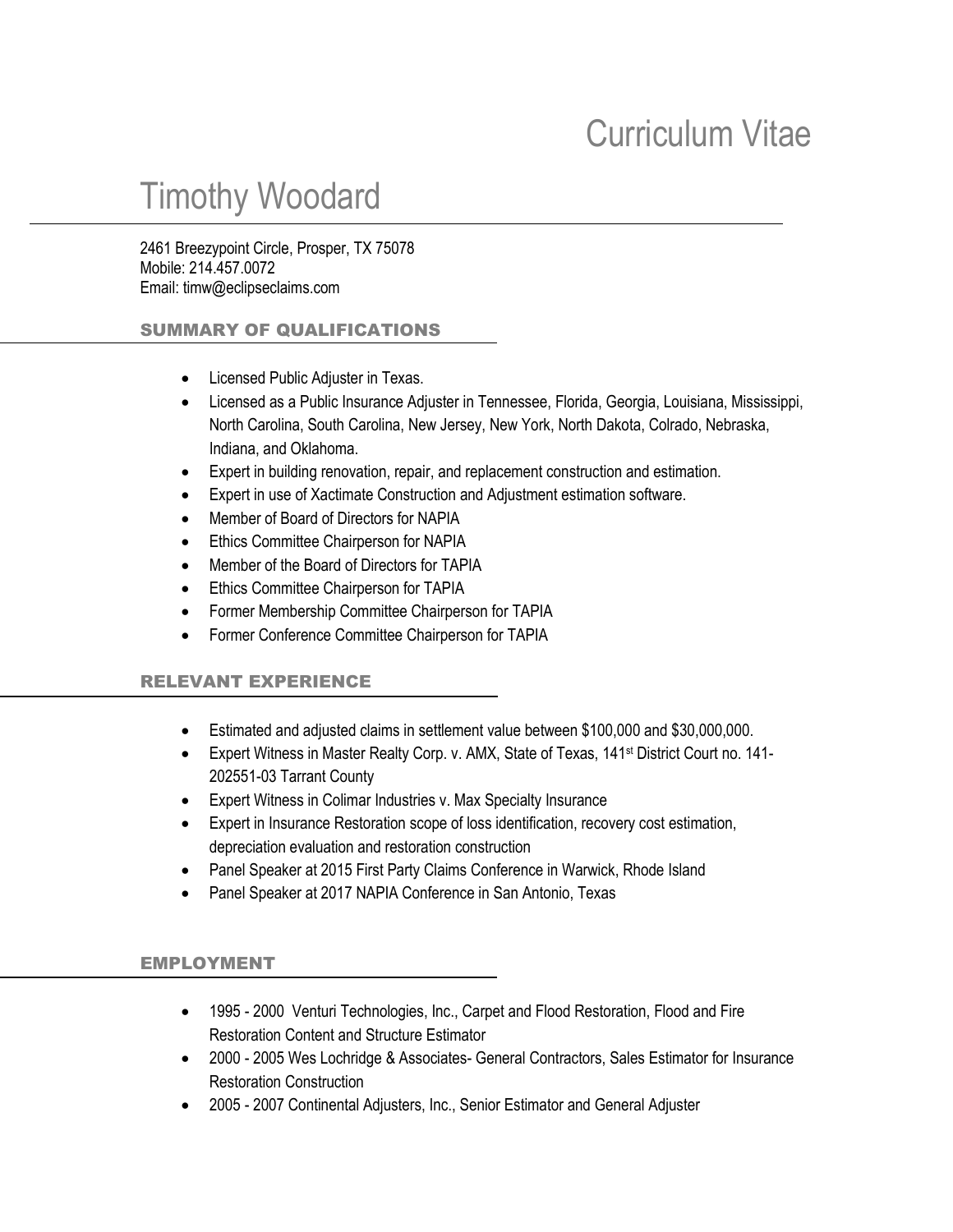# Curriculum Vitae

## Timothy Woodard

2461 Breezypoint Circle, Prosper, TX 75078
Mobile: 214.457.0072
Email: timw@eclipseclaims.com

### SUMMARY OF QUALIFICATIONS

- Licensed Public Adjuster in Texas.
- Licensed as a Public Insurance Adjuster in Tennessee, Florida, Georgia, Louisiana, Mississippi, North Carolina, South Carolina, New Jersey, New York, North Dakota, Colrado, Nebraska, Indiana, and Oklahoma.
- Expert in building renovation, repair, and replacement construction and estimation.
- Expert in use of Xactimate Construction and Adjustment estimation software.
- Member of Board of Directors for NAPIA
- Ethics Committee Chairperson for NAPIA
- Member of the Board of Directors for TAPIA
- Ethics Committee Chairperson for TAPIA
- Former Membership Committee Chairperson for TAPIA
- Former Conference Committee Chairperson for TAPIA

### RELEVANT EXPERIENCE

- Estimated and adjusted claims in settlement value between $100,000 and $30,000,000.
- Expert Witness in Master Realty Corp. v. AMX, State of Texas, 141st District Court no. 141-202551-03 Tarrant County
- Expert Witness in Colimar Industries v. Max Specialty Insurance
- Expert in Insurance Restoration scope of loss identification, recovery cost estimation, depreciation evaluation and restoration construction
- Panel Speaker at 2015 First Party Claims Conference in Warwick, Rhode Island
- Panel Speaker at 2017 NAPIA Conference in San Antonio, Texas

### EMPLOYMENT

- 1995 - 2000 Venturi Technologies, Inc., Carpet and Flood Restoration, Flood and Fire Restoration Content and Structure Estimator
- 2000 - 2005 Wes Lochridge & Associates- General Contractors, Sales Estimator for Insurance Restoration Construction
- 2005 - 2007 Continental Adjusters, Inc., Senior Estimator and General Adjuster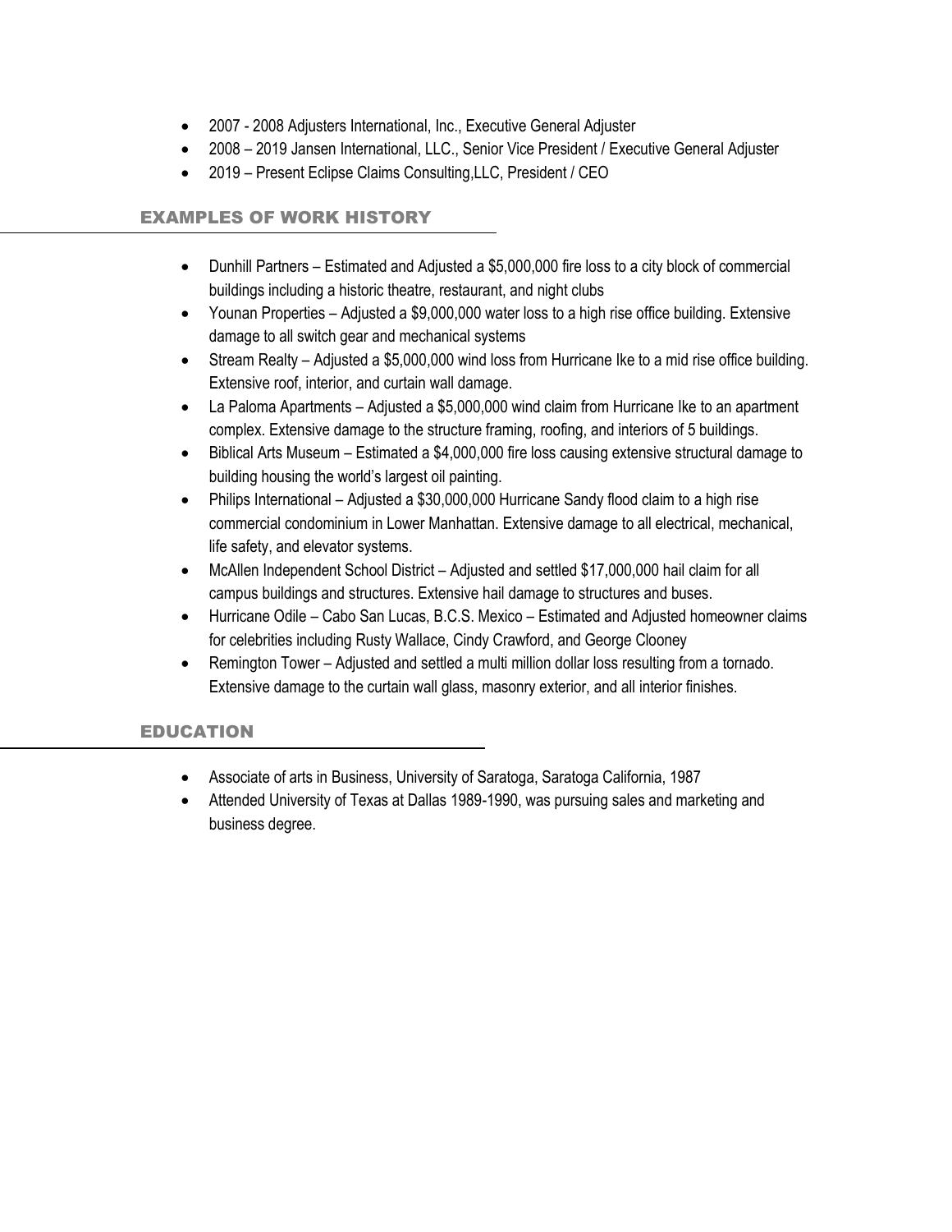- 2007 - 2008 Adjusters International, Inc., Executive General Adjuster
- 2008 – 2019 Jansen International, LLC., Senior Vice President / Executive General Adjuster
- 2019 – Present Eclipse Claims Consulting,LLC, President / CEO

## EXAMPLES OF WORK HISTORY

- Dunhill Partners – Estimated and Adjusted a $5,000,000 fire loss to a city block of commercial buildings including a historic theatre, restaurant, and night clubs
- Younan Properties – Adjusted a $9,000,000 water loss to a high rise office building. Extensive damage to all switch gear and mechanical systems
- Stream Realty – Adjusted a $5,000,000 wind loss from Hurricane Ike to a mid rise office building. Extensive roof, interior, and curtain wall damage.
- La Paloma Apartments – Adjusted a $5,000,000 wind claim from Hurricane Ike to an apartment complex. Extensive damage to the structure framing, roofing, and interiors of 5 buildings.
- Biblical Arts Museum – Estimated a $4,000,000 fire loss causing extensive structural damage to building housing the world's largest oil painting.
- Philips International – Adjusted a $30,000,000 Hurricane Sandy flood claim to a high rise commercial condominium in Lower Manhattan. Extensive damage to all electrical, mechanical, life safety, and elevator systems.
- McAllen Independent School District – Adjusted and settled $17,000,000 hail claim for all campus buildings and structures. Extensive hail damage to structures and buses.
- Hurricane Odile – Cabo San Lucas, B.C.S. Mexico – Estimated and Adjusted homeowner claims for celebrities including Rusty Wallace, Cindy Crawford, and George Clooney
- Remington Tower – Adjusted and settled a multi million dollar loss resulting from a tornado. Extensive damage to the curtain wall glass, masonry exterior, and all interior finishes.

## EDUCATION

- Associate of arts in Business, University of Saratoga, Saratoga California, 1987
- Attended University of Texas at Dallas 1989-1990, was pursuing sales and marketing and business degree.